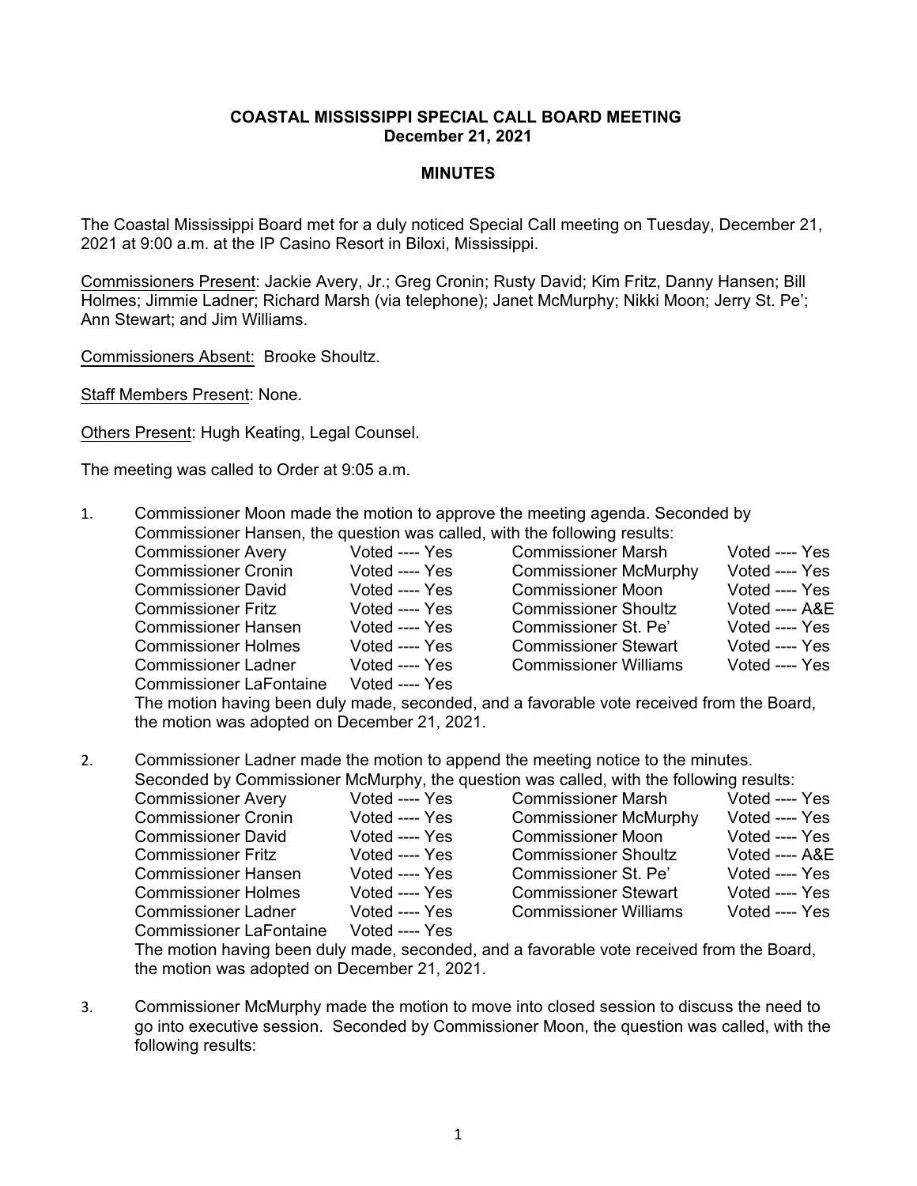**COASTAL MISSISSIPPI SPECIAL CALL BOARD MEETING**
**December 21, 2021**

**MINUTES**

The Coastal Mississippi Board met for a duly noticed Special Call meeting on Tuesday, December 21, 2021 at 9:00 a.m. at the IP Casino Resort in Biloxi, Mississippi.

Commissioners Present: Jackie Avery, Jr.; Greg Cronin; Rusty David; Kim Fritz, Danny Hansen; Bill Holmes; Jimmie Ladner; Richard Marsh (via telephone); Janet McMurphy; Nikki Moon; Jerry St. Pe'; Ann Stewart; and Jim Williams.

Commissioners Absent: Brooke Shoultz.

Staff Members Present: None.

Others Present: Hugh Keating, Legal Counsel.

The meeting was called to Order at 9:05 a.m.

1. Commissioner Moon made the motion to approve the meeting agenda. Seconded by Commissioner Hansen, the question was called, with the following results:

| | | | |
|---|---|---|---|
| Commissioner Avery | Voted ---- Yes | Commissioner Marsh | Voted ---- Yes |
| Commissioner Cronin | Voted ---- Yes | Commissioner McMurphy | Voted ---- Yes |
| Commissioner David | Voted ---- Yes | Commissioner Moon | Voted ---- Yes |
| Commissioner Fritz | Voted ---- Yes | Commissioner Shoultz | Voted ---- A&E |
| Commissioner Hansen | Voted ---- Yes | Commissioner St. Pe' | Voted ---- Yes |
| Commissioner Holmes | Voted ---- Yes | Commissioner Stewart | Voted ---- Yes |
| Commissioner Ladner | Voted ---- Yes | Commissioner Williams | Voted ---- Yes |
| Commissioner LaFontaine | Voted ---- Yes | | |

The motion having been duly made, seconded, and a favorable vote received from the Board, the motion was adopted on December 21, 2021.

2. Commissioner Ladner made the motion to append the meeting notice to the minutes. Seconded by Commissioner McMurphy, the question was called, with the following results:

| | | | |
|---|---|---|---|
| Commissioner Avery | Voted ---- Yes | Commissioner Marsh | Voted ---- Yes |
| Commissioner Cronin | Voted ---- Yes | Commissioner McMurphy | Voted ---- Yes |
| Commissioner David | Voted ---- Yes | Commissioner Moon | Voted ---- Yes |
| Commissioner Fritz | Voted ---- Yes | Commissioner Shoultz | Voted ---- A&E |
| Commissioner Hansen | Voted ---- Yes | Commissioner St. Pe' | Voted ---- Yes |
| Commissioner Holmes | Voted ---- Yes | Commissioner Stewart | Voted ---- Yes |
| Commissioner Ladner | Voted ---- Yes | Commissioner Williams | Voted ---- Yes |
| Commissioner LaFontaine | Voted ---- Yes | | |

The motion having been duly made, seconded, and a favorable vote received from the Board, the motion was adopted on December 21, 2021.

3. Commissioner McMurphy made the motion to move into closed session to discuss the need to go into executive session. Seconded by Commissioner Moon, the question was called, with the following results: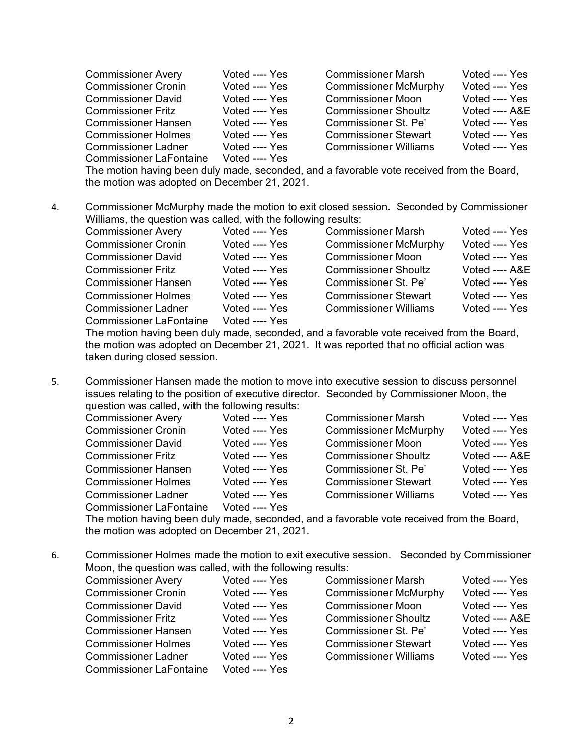| | | | |
|---|---|---|---|
| Commissioner Avery | Voted ---- Yes | Commissioner Marsh | Voted ---- Yes |
| Commissioner Cronin | Voted ---- Yes | Commissioner McMurphy | Voted ---- Yes |
| Commissioner David | Voted ---- Yes | Commissioner Moon | Voted ---- Yes |
| Commissioner Fritz | Voted ---- Yes | Commissioner Shoultz | Voted ---- A&E |
| Commissioner Hansen | Voted ---- Yes | Commissioner St. Pe' | Voted ---- Yes |
| Commissioner Holmes | Voted ---- Yes | Commissioner Stewart | Voted ---- Yes |
| Commissioner Ladner | Voted ---- Yes | Commissioner Williams | Voted ---- Yes |
| Commissioner LaFontaine | Voted ---- Yes | | |

The motion having been duly made, seconded, and a favorable vote received from the Board, the motion was adopted on December 21, 2021.

4. Commissioner McMurphy made the motion to exit closed session. Seconded by Commissioner Williams, the question was called, with the following results:

| | | | |
|---|---|---|---|
| Commissioner Avery | Voted ---- Yes | Commissioner Marsh | Voted ---- Yes |
| Commissioner Cronin | Voted ---- Yes | Commissioner McMurphy | Voted ---- Yes |
| Commissioner David | Voted ---- Yes | Commissioner Moon | Voted ---- Yes |
| Commissioner Fritz | Voted ---- Yes | Commissioner Shoultz | Voted ---- A&E |
| Commissioner Hansen | Voted ---- Yes | Commissioner St. Pe' | Voted ---- Yes |
| Commissioner Holmes | Voted ---- Yes | Commissioner Stewart | Voted ---- Yes |
| Commissioner Ladner | Voted ---- Yes | Commissioner Williams | Voted ---- Yes |
| Commissioner LaFontaine | Voted ---- Yes | | |

The motion having been duly made, seconded, and a favorable vote received from the Board, the motion was adopted on December 21, 2021. It was reported that no official action was taken during closed session.

5. Commissioner Hansen made the motion to move into executive session to discuss personnel issues relating to the position of executive director. Seconded by Commissioner Moon, the question was called, with the following results:

| | | | |
|---|---|---|---|
| Commissioner Avery | Voted ---- Yes | Commissioner Marsh | Voted ---- Yes |
| Commissioner Cronin | Voted ---- Yes | Commissioner McMurphy | Voted ---- Yes |
| Commissioner David | Voted ---- Yes | Commissioner Moon | Voted ---- Yes |
| Commissioner Fritz | Voted ---- Yes | Commissioner Shoultz | Voted ---- A&E |
| Commissioner Hansen | Voted ---- Yes | Commissioner St. Pe' | Voted ---- Yes |
| Commissioner Holmes | Voted ---- Yes | Commissioner Stewart | Voted ---- Yes |
| Commissioner Ladner | Voted ---- Yes | Commissioner Williams | Voted ---- Yes |
| Commissioner LaFontaine | Voted ---- Yes | | |

The motion having been duly made, seconded, and a favorable vote received from the Board, the motion was adopted on December 21, 2021.

6. Commissioner Holmes made the motion to exit executive session. Seconded by Commissioner Moon, the question was called, with the following results:

| | | | |
|---|---|---|---|
| Commissioner Avery | Voted ---- Yes | Commissioner Marsh | Voted ---- Yes |
| Commissioner Cronin | Voted ---- Yes | Commissioner McMurphy | Voted ---- Yes |
| Commissioner David | Voted ---- Yes | Commissioner Moon | Voted ---- Yes |
| Commissioner Fritz | Voted ---- Yes | Commissioner Shoultz | Voted ---- A&E |
| Commissioner Hansen | Voted ---- Yes | Commissioner St. Pe' | Voted ---- Yes |
| Commissioner Holmes | Voted ---- Yes | Commissioner Stewart | Voted ---- Yes |
| Commissioner Ladner | Voted ---- Yes | Commissioner Williams | Voted ---- Yes |
| Commissioner LaFontaine | Voted ---- Yes | | |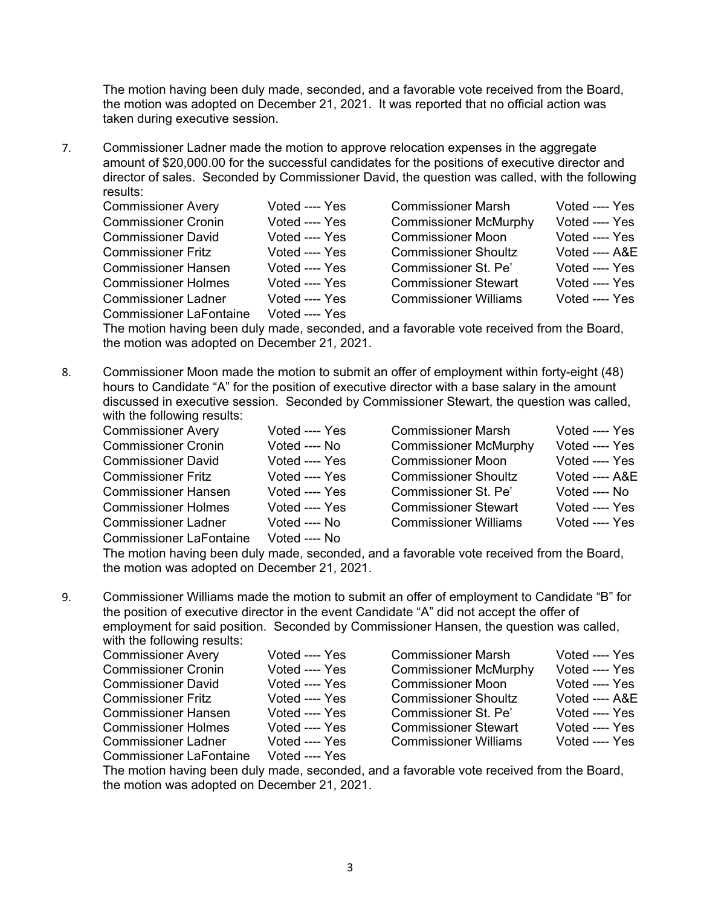The motion having been duly made, seconded, and a favorable vote received from the Board, the motion was adopted on December 21, 2021. It was reported that no official action was taken during executive session.

7. Commissioner Ladner made the motion to approve relocation expenses in the aggregate amount of $20,000.00 for the successful candidates for the positions of executive director and director of sales. Seconded by Commissioner David, the question was called, with the following results:

| | | | |
|---|---|---|---|
| Commissioner Avery | Voted ---- Yes | Commissioner Marsh | Voted ---- Yes |
| Commissioner Cronin | Voted ---- Yes | Commissioner McMurphy | Voted ---- Yes |
| Commissioner David | Voted ---- Yes | Commissioner Moon | Voted ---- Yes |
| Commissioner Fritz | Voted ---- Yes | Commissioner Shoultz | Voted ---- A&E |
| Commissioner Hansen | Voted ---- Yes | Commissioner St. Pe' | Voted ---- Yes |
| Commissioner Holmes | Voted ---- Yes | Commissioner Stewart | Voted ---- Yes |
| Commissioner Ladner | Voted ---- Yes | Commissioner Williams | Voted ---- Yes |
| Commissioner LaFontaine | Voted ---- Yes | | |

The motion having been duly made, seconded, and a favorable vote received from the Board, the motion was adopted on December 21, 2021.

8. Commissioner Moon made the motion to submit an offer of employment within forty-eight (48) hours to Candidate "A" for the position of executive director with a base salary in the amount discussed in executive session. Seconded by Commissioner Stewart, the question was called, with the following results:

| | | | |
|---|---|---|---|
| Commissioner Avery | Voted ---- Yes | Commissioner Marsh | Voted ---- Yes |
| Commissioner Cronin | Voted ---- No | Commissioner McMurphy | Voted ---- Yes |
| Commissioner David | Voted ---- Yes | Commissioner Moon | Voted ---- Yes |
| Commissioner Fritz | Voted ---- Yes | Commissioner Shoultz | Voted ---- A&E |
| Commissioner Hansen | Voted ---- Yes | Commissioner St. Pe' | Voted ---- No |
| Commissioner Holmes | Voted ---- Yes | Commissioner Stewart | Voted ---- Yes |
| Commissioner Ladner | Voted ---- No | Commissioner Williams | Voted ---- Yes |
| Commissioner LaFontaine | Voted ---- No | | |

The motion having been duly made, seconded, and a favorable vote received from the Board, the motion was adopted on December 21, 2021.

9. Commissioner Williams made the motion to submit an offer of employment to Candidate "B" for the position of executive director in the event Candidate "A" did not accept the offer of employment for said position. Seconded by Commissioner Hansen, the question was called, with the following results:

| | | | |
|---|---|---|---|
| Commissioner Avery | Voted ---- Yes | Commissioner Marsh | Voted ---- Yes |
| Commissioner Cronin | Voted ---- Yes | Commissioner McMurphy | Voted ---- Yes |
| Commissioner David | Voted ---- Yes | Commissioner Moon | Voted ---- Yes |
| Commissioner Fritz | Voted ---- Yes | Commissioner Shoultz | Voted ---- A&E |
| Commissioner Hansen | Voted ---- Yes | Commissioner St. Pe' | Voted ---- Yes |
| Commissioner Holmes | Voted ---- Yes | Commissioner Stewart | Voted ---- Yes |
| Commissioner Ladner | Voted ---- Yes | Commissioner Williams | Voted ---- Yes |
| Commissioner LaFontaine | Voted ---- Yes | | |

The motion having been duly made, seconded, and a favorable vote received from the Board, the motion was adopted on December 21, 2021.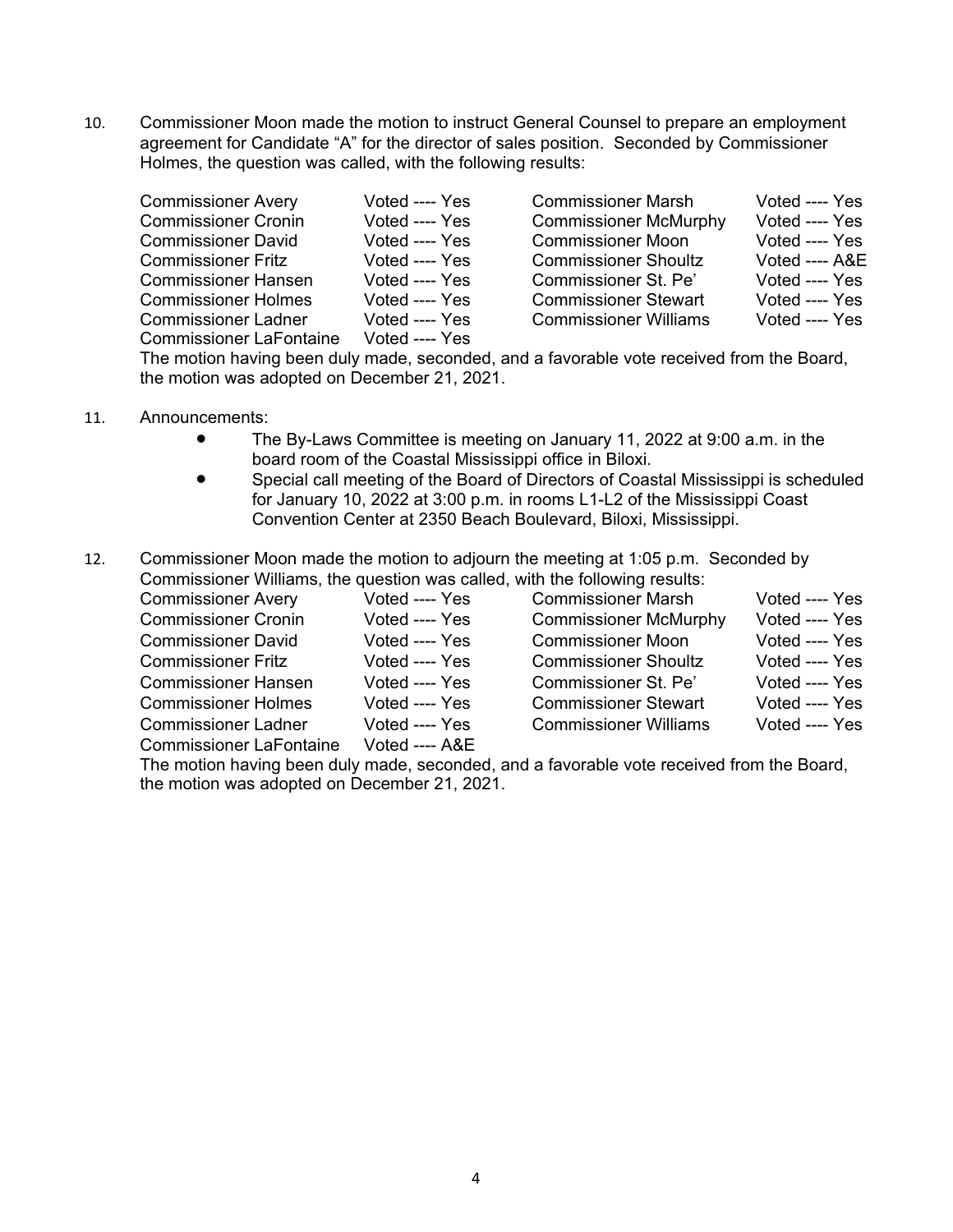10. Commissioner Moon made the motion to instruct General Counsel to prepare an employment agreement for Candidate “A” for the director of sales position. Seconded by Commissioner Holmes, the question was called, with the following results:

| | | | |
|---|---|---|---|
| Commissioner Avery | Voted ---- Yes | Commissioner Marsh | Voted ---- Yes |
| Commissioner Cronin | Voted ---- Yes | Commissioner McMurphy | Voted ---- Yes |
| Commissioner David | Voted ---- Yes | Commissioner Moon | Voted ---- Yes |
| Commissioner Fritz | Voted ---- Yes | Commissioner Shoultz | Voted ---- A&E |
| Commissioner Hansen | Voted ---- Yes | Commissioner St. Pe’ | Voted ---- Yes |
| Commissioner Holmes | Voted ---- Yes | Commissioner Stewart | Voted ---- Yes |
| Commissioner Ladner | Voted ---- Yes | Commissioner Williams | Voted ---- Yes |
| Commissioner LaFontaine | Voted ---- Yes | | |

The motion having been duly made, seconded, and a favorable vote received from the Board, the motion was adopted on December 21, 2021.

11. Announcements:
    - The By-Laws Committee is meeting on January 11, 2022 at 9:00 a.m. in the board room of the Coastal Mississippi office in Biloxi.
    - Special call meeting of the Board of Directors of Coastal Mississippi is scheduled for January 10, 2022 at 3:00 p.m. in rooms L1-L2 of the Mississippi Coast Convention Center at 2350 Beach Boulevard, Biloxi, Mississippi.

12. Commissioner Moon made the motion to adjourn the meeting at 1:05 p.m. Seconded by Commissioner Williams, the question was called, with the following results:

| | | | |
|---|---|---|---|
| Commissioner Avery | Voted ---- Yes | Commissioner Marsh | Voted ---- Yes |
| Commissioner Cronin | Voted ---- Yes | Commissioner McMurphy | Voted ---- Yes |
| Commissioner David | Voted ---- Yes | Commissioner Moon | Voted ---- Yes |
| Commissioner Fritz | Voted ---- Yes | Commissioner Shoultz | Voted ---- Yes |
| Commissioner Hansen | Voted ---- Yes | Commissioner St. Pe’ | Voted ---- Yes |
| Commissioner Holmes | Voted ---- Yes | Commissioner Stewart | Voted ---- Yes |
| Commissioner Ladner | Voted ---- Yes | Commissioner Williams | Voted ---- Yes |
| Commissioner LaFontaine | Voted ---- A&E | | |

The motion having been duly made, seconded, and a favorable vote received from the Board, the motion was adopted on December 21, 2021.